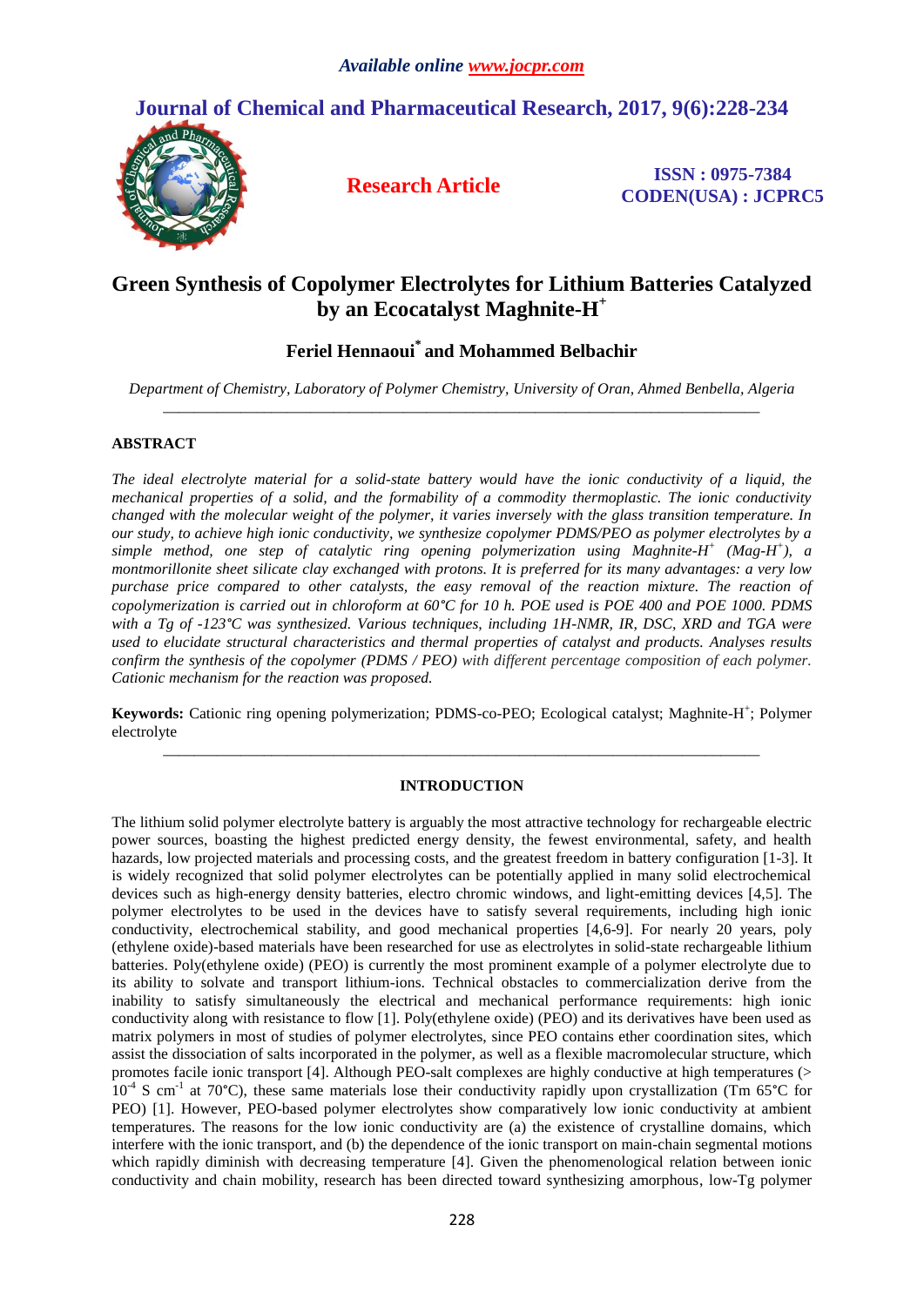# Green Synthesis of Copolymer Electrolytes for Lithium Batteries Catalyzed by an Ecocatalyst Maghnite-$H^+$

**Feriel Hennaoui\* and Mohammed Belbachir**

*Department of Chemistry, Laboratory of Polymer Chemistry, University of Oran, Ahmed Benbella, Algeria*

---

## ABSTRACT

*The ideal electrolyte material for a solid-state battery would have the ionic conductivity of a liquid, the mechanical properties of a solid, and the formability of a commodity thermoplastic. The ionic conductivity changed with the molecular weight of the polymer, it varies inversely with the glass transition temperature. In our study, to achieve high ionic conductivity, we synthesize copolymer PDMS/PEO as polymer electrolytes by a simple method, one step of catalytic ring opening polymerization using Maghnite-$H^+$ (Mag-$H^+$), a montmorillonite sheet silicate clay exchanged with protons. It is preferred for its many advantages: a very low purchase price compared to other catalysts, the easy removal of the reaction mixture. The reaction of copolymerization is carried out in chloroform at 60°C for 10 h. POE used is POE 400 and POE 1000. PDMS with a Tg of -123°C was synthesized. Various techniques, including 1H-NMR, IR, DSC, XRD and TGA were used to elucidate structural characteristics and thermal properties of catalyst and products. Analyses results confirm the synthesis of the copolymer (PDMS / PEO) with different percentage composition of each polymer. Cationic mechanism for the reaction was proposed.*

**Keywords:** Cationic ring opening polymerization; PDMS-co-PEO; Ecological catalyst; Maghnite-$H^+$; Polymer electrolyte

---

## INTRODUCTION

The lithium solid polymer electrolyte battery is arguably the most attractive technology for rechargeable electric power sources, boasting the highest predicted energy density, the fewest environmental, safety, and health hazards, low projected materials and processing costs, and the greatest freedom in battery configuration [1-3]. It is widely recognized that solid polymer electrolytes can be potentially applied in many solid electrochemical devices such as high-energy density batteries, electro chromic windows, and light-emitting devices [4,5]. The polymer electrolytes to be used in the devices have to satisfy several requirements, including high ionic conductivity, electrochemical stability, and good mechanical properties [4,6-9]. For nearly 20 years, poly (ethylene oxide)-based materials have been researched for use as electrolytes in solid-state rechargeable lithium batteries. Poly(ethylene oxide) (PEO) is currently the most prominent example of a polymer electrolyte due to its ability to solvate and transport lithium-ions. Technical obstacles to commercialization derive from the inability to satisfy simultaneously the electrical and mechanical performance requirements: high ionic conductivity along with resistance to flow [1]. Poly(ethylene oxide) (PEO) and its derivatives have been used as matrix polymers in most of studies of polymer electrolytes, since PEO contains ether coordination sites, which assist the dissociation of salts incorporated in the polymer, as well as a flexible macromolecular structure, which promotes facile ionic transport [4]. Although PEO-salt complexes are highly conductive at high temperatures (> $10^{-4}$ S $cm^{-1}$ at 70°C), these same materials lose their conductivity rapidly upon crystallization (Tm 65°C for PEO) [1]. However, PEO-based polymer electrolytes show comparatively low ionic conductivity at ambient temperatures. The reasons for the low ionic conductivity are (a) the existence of crystalline domains, which interfere with the ionic transport, and (b) the dependence of the ionic transport on main-chain segmental motions which rapidly diminish with decreasing temperature [4]. Given the phenomenological relation between ionic conductivity and chain mobility, research has been directed toward synthesizing amorphous, low-Tg polymer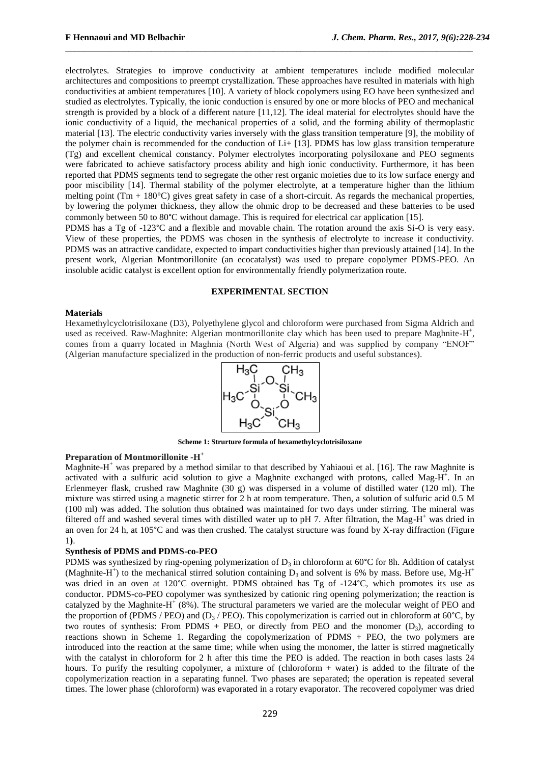electrolytes. Strategies to improve conductivity at ambient temperatures include modified molecular architectures and compositions to preempt crystallization. These approaches have resulted in materials with high conductivities at ambient temperatures [10]. A variety of block copolymers using EO have been synthesized and studied as electrolytes. Typically, the ionic conduction is ensured by one or more blocks of PEO and mechanical strength is provided by a block of a different nature [11,12]. The ideal material for electrolytes should have the ionic conductivity of a liquid, the mechanical properties of a solid, and the forming ability of thermoplastic material [13]. The electric conductivity varies inversely with the glass transition temperature [9], the mobility of the polymer chain is recommended for the conduction of $Li^+$ [13]. PDMS has low glass transition temperature (Tg) and excellent chemical constancy. Polymer electrolytes incorporating polysiloxane and PEO segments were fabricated to achieve satisfactory process ability and high ionic conductivity. Furthermore, it has been reported that PDMS segments tend to segregate the other rest organic moieties due to its low surface energy and poor miscibility [14]. Thermal stability of the polymer electrolyte, at a temperature higher than the lithium melting point (Tm + 180°C) gives great safety in case of a short-circuit. As regards the mechanical properties, by lowering the polymer thickness, they allow the ohmic drop to be decreased and these batteries to be used commonly between 50 to 80°C without damage. This is required for electrical car application [15].

PDMS has a Tg of -123°C and a flexible and movable chain. The rotation around the axis Si-O is very easy. View of these properties, the PDMS was chosen in the synthesis of electrolyte to increase it conductivity. PDMS was an attractive candidate, expected to impart conductivities higher than previously attained [14]. In the present work, Algerian Montmorillonite (an ecocatalyst) was used to prepare copolymer PDMS-PEO. An insoluble acidic catalyst is excellent option for environmentally friendly polymerization route.

## EXPERIMENTAL SECTION

### Materials

Hexamethylcyclotrisiloxane (D3), Polyethylene glycol and chloroform were purchased from Sigma Aldrich and used as received. Raw-Maghnite: Algerian montmorillonite clay which has been used to prepare Maghnite-$H^+$, comes from a quarry located in Maghnia (North West of Algeria) and was supplied by company "ENOF" (Algerian manufacture specialized in the production of non-ferric products and useful substances).

**Scheme 1: Strurture formula of hexamethylcyclotrisiloxane**

### Preparation of Montmorillonite -$H^+$

Maghnite-$H^+$ was prepared by a method similar to that described by Yahiaoui et al. [16]. The raw Maghnite is activated with a sulfuric acid solution to give a Maghnite exchanged with protons, called Mag-$H^+$. In an Erlenmeyer flask, crushed raw Maghnite (30 g) was dispersed in a volume of distilled water (120 ml). The mixture was stirred using a magnetic stirrer for 2 h at room temperature. Then, a solution of sulfuric acid 0.5 M (100 ml) was added. The solution thus obtained was maintained for two days under stirring. The mineral was filtered off and washed several times with distilled water up to pH 7. After filtration, the Mag-$H^+$ was dried in an oven for 24 h, at 105°C and was then crushed. The catalyst structure was found by X-ray diffraction (Figure 1**)**.

### Synthesis of PDMS and PDMS-co-PEO

PDMS was synthesized by ring-opening polymerization of $D_3$ in chloroform at 60°C for 8h. Addition of catalyst (Maghnite-$H^+$) to the mechanical stirred solution containing $D_3$ and solvent is 6% by mass. Before use, Mg-$H^+$ was dried in an oven at 120°C overnight. PDMS obtained has Tg of -124°C, which promotes its use as conductor. PDMS-co-PEO copolymer was synthesized by cationic ring opening polymerization; the reaction is catalyzed by the Maghnite-$H^+$ (8%). The structural parameters we varied are the molecular weight of PEO and the proportion of (PDMS / PEO) and ($D_3$ / PEO). This copolymerization is carried out in chloroform at 60°C, by two routes of synthesis: From PDMS + PEO, or directly from PEO and the monomer ($D_3$), according to reactions shown in Scheme 1. Regarding the copolymerization of PDMS + PEO, the two polymers are introduced into the reaction at the same time; while when using the monomer, the latter is stirred magnetically with the catalyst in chloroform for 2 h after this time the PEO is added. The reaction in both cases lasts 24 hours. To purify the resulting copolymer, a mixture of (chloroform + water) is added to the filtrate of the copolymerization reaction in a separating funnel. Two phases are separated; the operation is repeated several times. The lower phase (chloroform) was evaporated in a rotary evaporator. The recovered copolymer was dried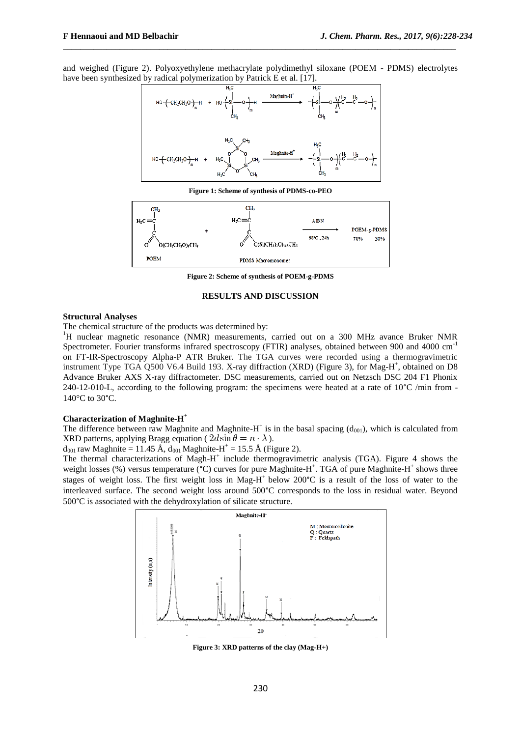and weighed (Figure 2). Polyoxyethylene methacrylate polydimethyl siloxane (POEM - PDMS) electrolytes have been synthesized by radical polymerization by Patrick E et al. [17].

**Figure 1: Scheme of synthesis of PDMS-co-PEO**

**Figure 2: Scheme of synthesis of POEM-g-PDMS**

## RESULTS AND DISCUSSION

### Structural Analyses

The chemical structure of the products was determined by:

$^1$H nuclear magnetic resonance (NMR) measurements, carried out on a 300 MHz avance Bruker NMR Spectrometer. Fourier transforms infrared spectroscopy (FTIR) analyses, obtained between 900 and 4000 cm$^{-1}$ on FT-IR-Spectroscopy Alpha-P ATR Bruker. The TGA curves were recorded using a thermogravimetric instrument Type TGA Q500 V6.4 Build 193. X-ray diffraction (XRD) (Figure 3), for Mag-H$^+$, obtained on D8 Advance Bruker AXS X-ray diffractometer. DSC measurements, carried out on Netzsch DSC 204 F1 Phonix 240-12-010-L, according to the following program: the specimens were heated at a rate of 10°C /min from -140°C to 30°C.

### Characterization of Maghnite-H$^+$

The difference between raw Maghnite and Maghnite-H$^+$ is in the basal spacing ($d_{001}$), which is calculated from XRD patterns, applying Bragg equation ( $2d\sin\theta = n \cdot \lambda$ ).

$d_{001}$ raw Maghnite = 11.45 Å, $d_{001}$ Maghnite-H$^+$ = 15.5 Å (Figure 2).

The thermal characterizations of Magh-H$^+$ include thermogravimetric analysis (TGA). Figure 4 shows the weight losses (%) versus temperature (°C) curves for pure Maghnite-H$^+$. TGA of pure Maghnite-H$^+$ shows three stages of weight loss. The first weight loss in Mag-H$^+$ below 200°C is a result of the loss of water to the interleaved surface. The second weight loss around 500°C corresponds to the loss in residual water. Beyond 500°C is associated with the dehydroxylation of silicate structure.

**Figure 3: XRD patterns of the clay (Mag-H+)**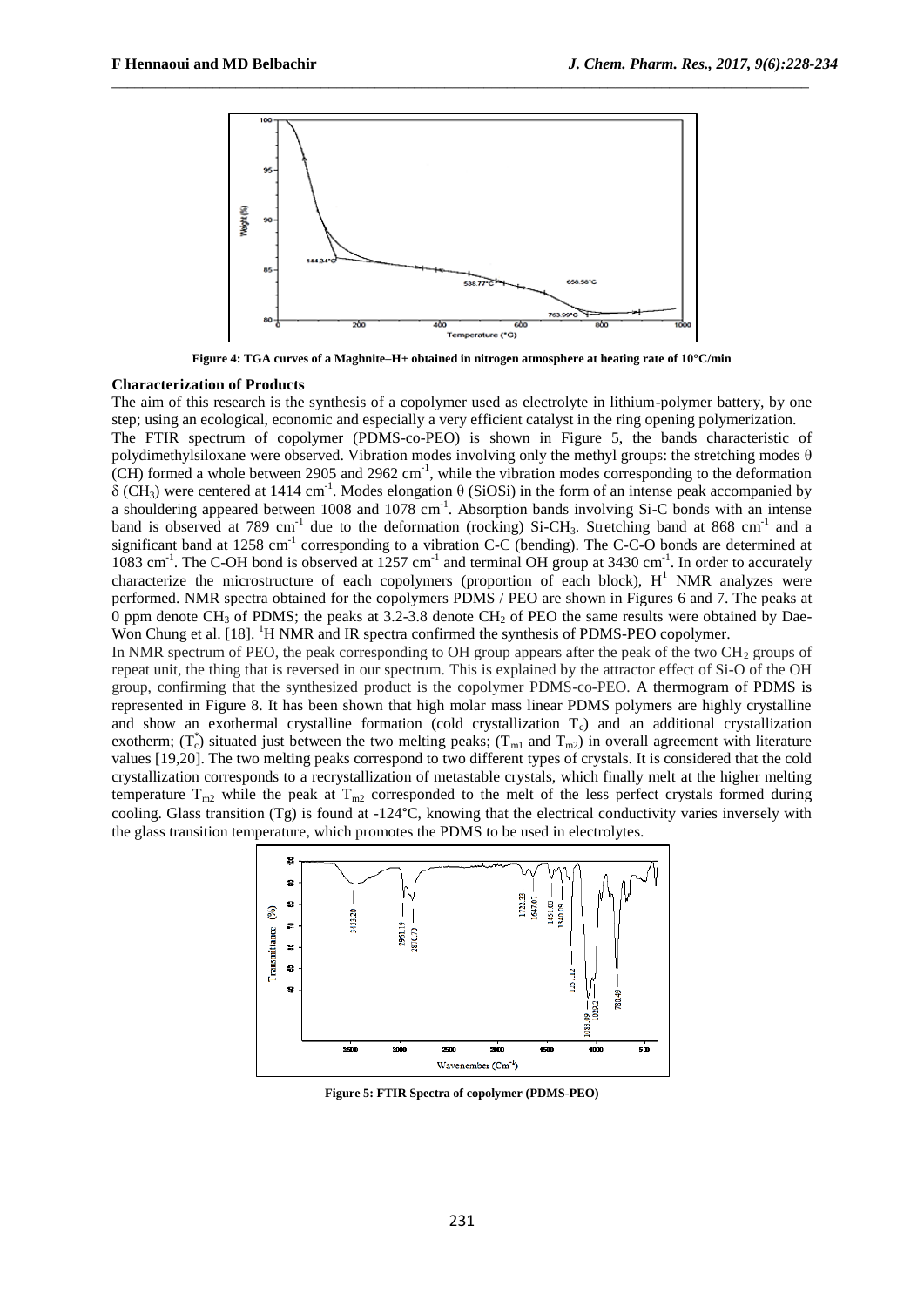Figure 4: TGA curves of a Maghnite–H+ obtained in nitrogen atmosphere at heating rate of 10°C/min

**Characterization of Products**

The aim of this research is the synthesis of a copolymer used as electrolyte in lithium-polymer battery, by one step; using an ecological, economic and especially a very efficient catalyst in the ring opening polymerization.

The FTIR spectrum of copolymer (PDMS-co-PEO) is shown in Figure 5, the bands characteristic of polydimethylsiloxane were observed. Vibration modes involving only the methyl groups: the stretching modes θ (CH) formed a whole between 2905 and 2962 $cm^{-1}$, while the vibration modes corresponding to the deformation δ ($CH_3$) were centered at 1414 $cm^{-1}$. Modes elongation θ (SiOSi) in the form of an intense peak accompanied by a shouldering appeared between 1008 and 1078 $cm^{-1}$. Absorption bands involving Si-C bonds with an intense band is observed at 789 $cm^{-1}$ due to the deformation (rocking) Si-$CH_3$. Stretching band at 868 $cm^{-1}$ and a significant band at 1258 $cm^{-1}$ corresponding to a vibration C-C (bending). The C-C-O bonds are determined at 1083 $cm^{-1}$. The C-OH bond is observed at 1257 $cm^{-1}$ and terminal OH group at 3430 $cm^{-1}$. In order to accurately characterize the microstructure of each copolymers (proportion of each block), $H^1$ NMR analyzes were performed. NMR spectra obtained for the copolymers PDMS / PEO are shown in Figures 6 and 7. The peaks at 0 ppm denote $CH_3$ of PDMS; the peaks at 3.2-3.8 denote $CH_2$ of PEO the same results were obtained by Dae-Won Chung et al. [18]. $^1$H NMR and IR spectra confirmed the synthesis of PDMS-PEO copolymer.

In NMR spectrum of PEO, the peak corresponding to OH group appears after the peak of the two $CH_2$ groups of repeat unit, the thing that is reversed in our spectrum. This is explained by the attractor effect of Si-O of the OH group, confirming that the synthesized product is the copolymer PDMS-co-PEO. A thermogram of PDMS is represented in Figure 8. It has been shown that high molar mass linear PDMS polymers are highly crystalline and show an exothermal crystalline formation (cold crystallization $T_c$) and an additional crystallization exotherm; ($T_c^*$) situated just between the two melting peaks; ($T_{m1}$ and $T_{m2}$) in overall agreement with literature values [19,20]. The two melting peaks correspond to two different types of crystals. It is considered that the cold crystallization corresponds to a recrystallization of metastable crystals, which finally melt at the higher melting temperature $T_{m2}$ while the peak at $T_{m2}$ corresponded to the melt of the less perfect crystals formed during cooling. Glass transition (Tg) is found at -124°C, knowing that the electrical conductivity varies inversely with the glass transition temperature, which promotes the PDMS to be used in electrolytes.

Figure 5: FTIR Spectra of copolymer (PDMS-PEO)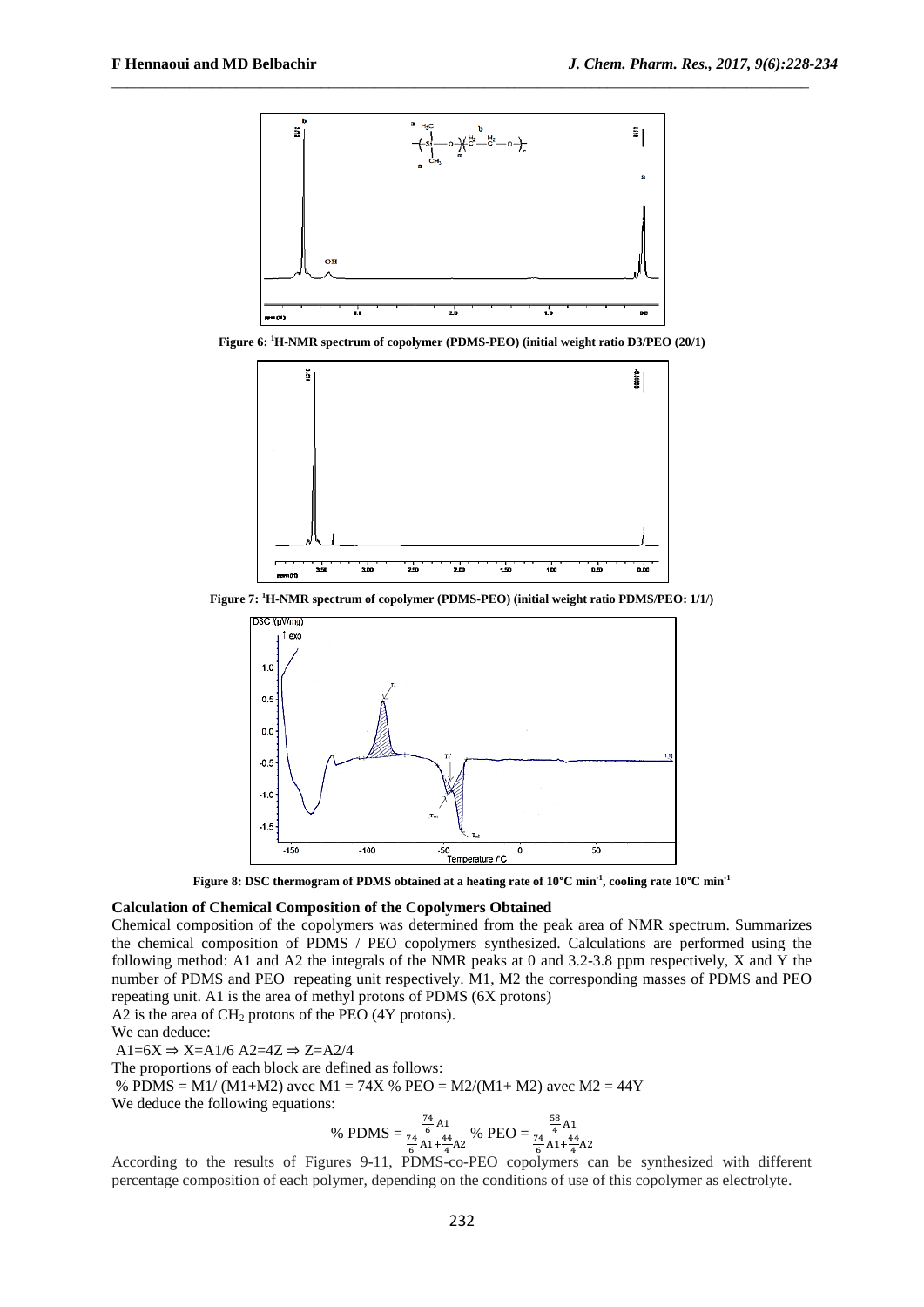Figure 6: $^1$H-NMR spectrum of copolymer (PDMS-PEO) (initial weight ratio D3/PEO (20/1))

Figure 7: $^1$H-NMR spectrum of copolymer (PDMS-PEO) (initial weight ratio PDMS/PEO: 1/1/)

Figure 8: DSC thermogram of PDMS obtained at a heating rate of 10°C min$^{-1}$, cooling rate 10°C min$^{-1}$

**Calculation of Chemical Composition of the Copolymers Obtained**

Chemical composition of the copolymers was determined from the peak area of NMR spectrum. Summarizes the chemical composition of PDMS / PEO copolymers synthesized. Calculations are performed using the following method: A1 and A2 the integrals of the NMR peaks at 0 and 3.2-3.8 ppm respectively, X and Y the number of PDMS and PEO repeating unit respectively. M1, M2 the corresponding masses of PDMS and PEO repeating unit. A1 is the area of methyl protons of PDMS (6X protons)

A2 is the area of $CH_2$ protons of the PEO (4Y protons).

We can deduce:

$A1=6X \Rightarrow X=A1/6$ $A2=4Z \Rightarrow Z=A2/4$

The proportions of each block are defined as follows:

% PDMS = M1/ (M1+M2) avec M1 = 74X % PEO = M2/(M1+ M2) avec M2 = 44Y

We deduce the following equations:

$$\%\ \text{PDMS} = \frac{\frac{74}{6}\text{A1}}{\frac{74}{6}\text{A1}+\frac{44}{4}\text{A2}} \quad \%\ \text{PEO} = \frac{\frac{58}{4}\text{A1}}{\frac{74}{6}\text{A1}+\frac{44}{4}\text{A2}}$$

According to the results of Figures 9-11, PDMS-co-PEO copolymers can be synthesized with different percentage composition of each polymer, depending on the conditions of use of this copolymer as electrolyte.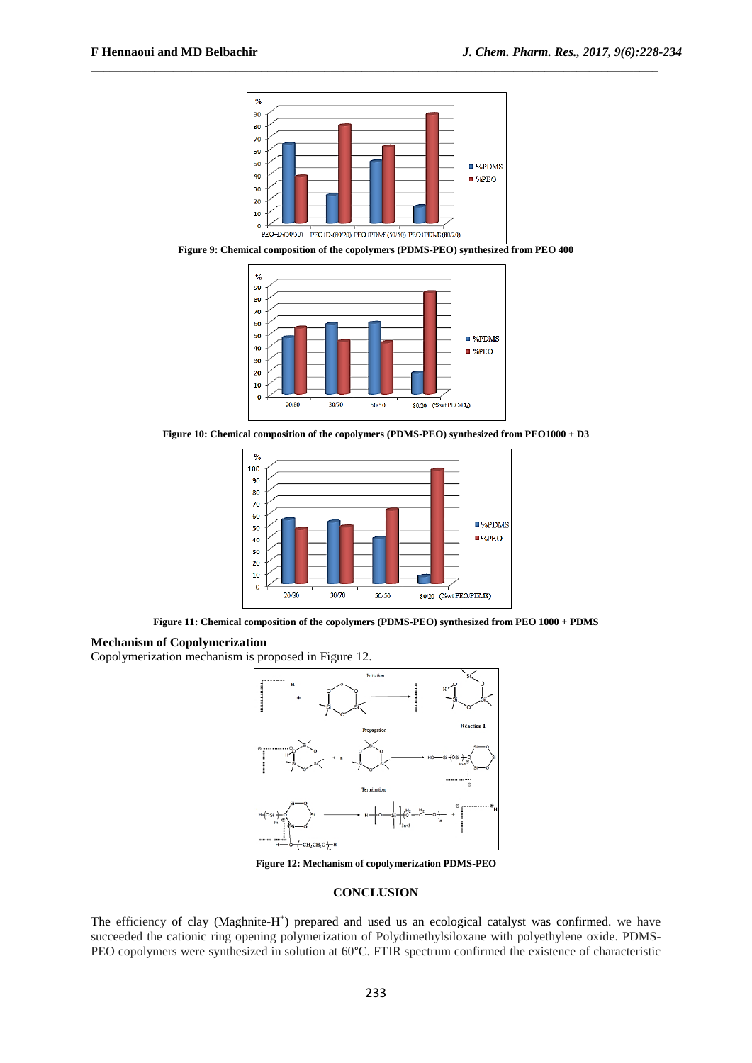Figure 9: Chemical composition of the copolymers (PDMS-PEO) synthesized from PEO 400

Figure 10: Chemical composition of the copolymers (PDMS-PEO) synthesized from PEO1000 + D3

Figure 11: Chemical composition of the copolymers (PDMS-PEO) synthesized from PEO 1000 + PDMS

## Mechanism of Copolymerization

Copolymerization mechanism is proposed in Figure 12.

Figure 12: Mechanism of copolymerization PDMS-PEO

## CONCLUSION

The efficiency of clay (Maghnite-$H^+$) prepared and used us an ecological catalyst was confirmed. we have succeeded the cationic ring opening polymerization of Polydimethylsiloxane with polyethylene oxide. PDMS-PEO copolymers were synthesized in solution at 60°C. FTIR spectrum confirmed the existence of characteristic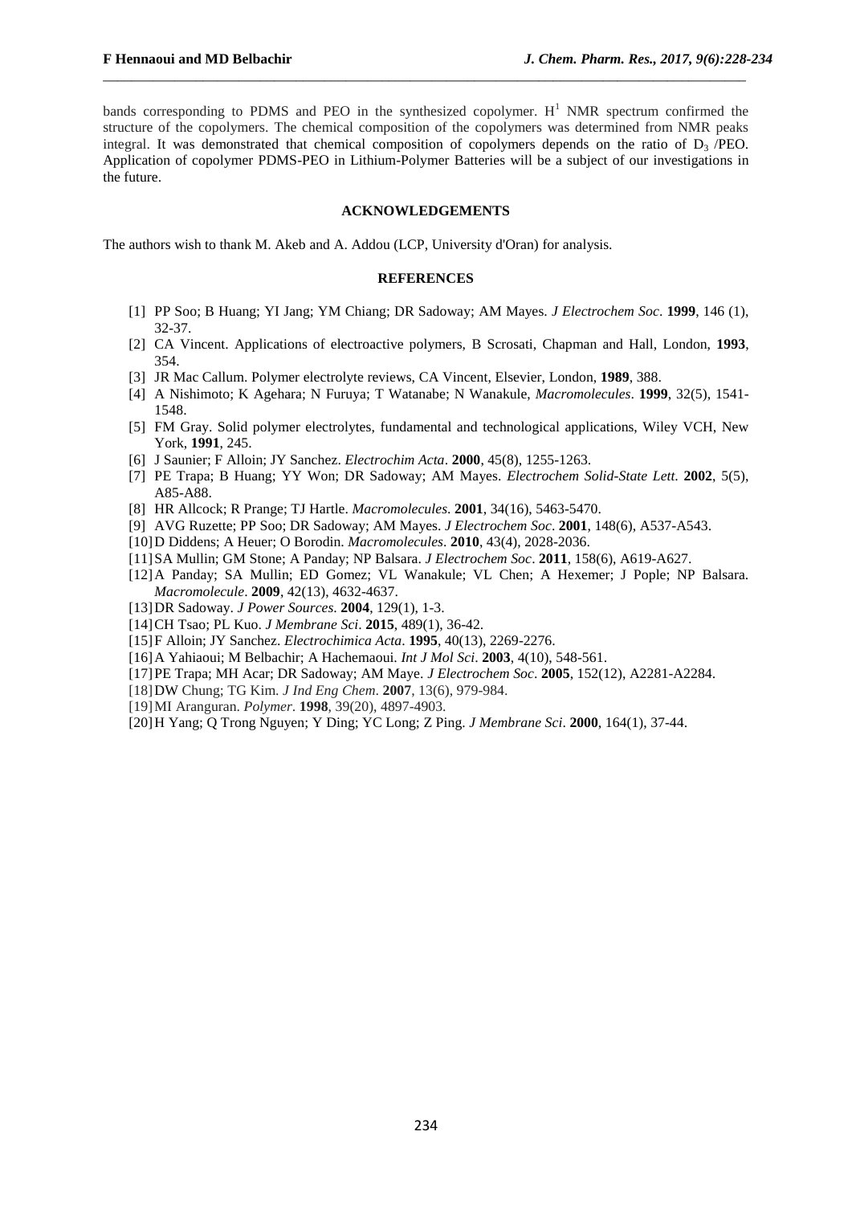bands corresponding to PDMS and PEO in the synthesized copolymer. $H^1$ NMR spectrum confirmed the structure of the copolymers. The chemical composition of the copolymers was determined from NMR peaks integral. It was demonstrated that chemical composition of copolymers depends on the ratio of $D_3$ /PEO. Application of copolymer PDMS-PEO in Lithium-Polymer Batteries will be a subject of our investigations in the future.

## ACKNOWLEDGEMENTS

The authors wish to thank M. Akeb and A. Addou (LCP, University d'Oran) for analysis.

## REFERENCES

[1] PP Soo; B Huang; YI Jang; YM Chiang; DR Sadoway; AM Mayes. *J Electrochem Soc*. **1999**, 146 (1), 32-37.

[2] CA Vincent. Applications of electroactive polymers, B Scrosati, Chapman and Hall, London, **1993**, 354.

[3] JR Mac Callum. Polymer electrolyte reviews, CA Vincent, Elsevier, London, **1989**, 388.

[4] A Nishimoto; K Agehara; N Furuya; T Watanabe; N Wanakule, *Macromolecules*. **1999**, 32(5), 1541-1548.

[5] FM Gray. Solid polymer electrolytes, fundamental and technological applications, Wiley VCH, New York, **1991**, 245.

[6] J Saunier; F Alloin; JY Sanchez. *Electrochim Acta*. **2000**, 45(8), 1255-1263.

[7] PE Trapa; B Huang; YY Won; DR Sadoway; AM Mayes. *Electrochem Solid-State Lett*. **2002**, 5(5), A85-A88.

[8] HR Allcock; R Prange; TJ Hartle. *Macromolecules*. **2001**, 34(16), 5463-5470.

[9] AVG Ruzette; PP Soo; DR Sadoway; AM Mayes. *J Electrochem Soc*. **2001**, 148(6), A537-A543.

[10] D Diddens; A Heuer; O Borodin. *Macromolecules*. **2010**, 43(4), 2028-2036.

[11] SA Mullin; GM Stone; A Panday; NP Balsara. *J Electrochem Soc*. **2011**, 158(6), A619-A627.

[12] A Panday; SA Mullin; ED Gomez; VL Wanakule; VL Chen; A Hexemer; J Pople; NP Balsara. *Macromolecule*. **2009**, 42(13), 4632-4637.

[13] DR Sadoway. *J Power Sources*. **2004**, 129(1), 1-3.

[14] CH Tsao; PL Kuo. *J Membrane Sci*. **2015**, 489(1), 36-42.

[15] F Alloin; JY Sanchez. *Electrochimica Acta*. **1995**, 40(13), 2269-2276.

[16] A Yahiaoui; M Belbachir; A Hachemaoui. *Int J Mol Sci*. **2003**, 4(10), 548-561.

[17] PE Trapa; MH Acar; DR Sadoway; AM Maye. *J Electrochem Soc*. **2005**, 152(12), A2281-A2284.

[18] DW Chung; TG Kim. *J Ind Eng Chem*. **2007**, 13(6), 979-984.

[19] MI Aranguran. *Polymer*. **1998**, 39(20), 4897-4903.

[20] H Yang; Q Trong Nguyen; Y Ding; YC Long; Z Ping. *J Membrane Sci*. **2000**, 164(1), 37-44.